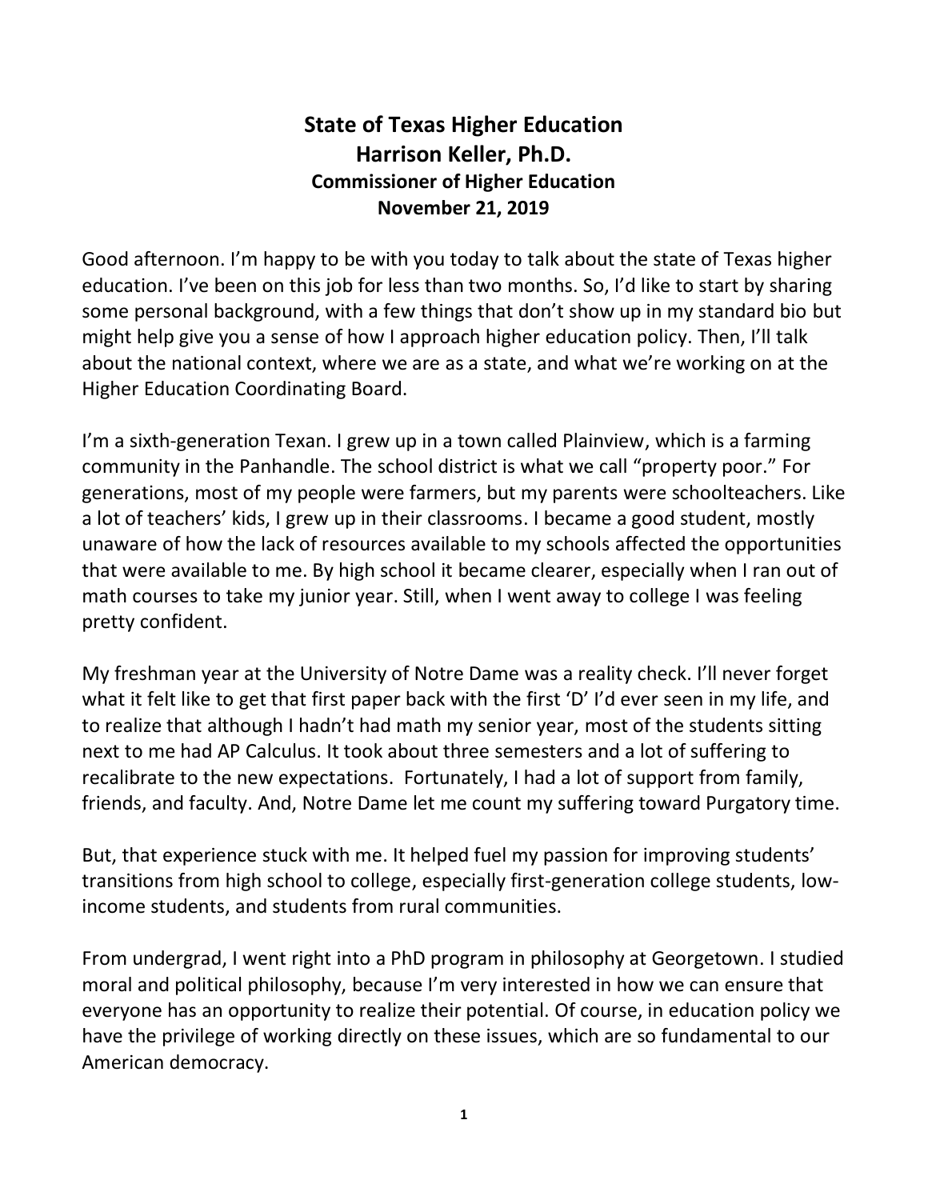# State of Texas Higher Education

## Harrison Keller, Ph.D.

### Commissioner of Higher Education

### November 21, 2019

Good afternoon. I'm happy to be with you today to talk about the state of Texas higher education. I've been on this job for less than two months. So, I'd like to start by sharing some personal background, with a few things that don't show up in my standard bio but might help give you a sense of how I approach higher education policy. Then, I'll talk about the national context, where we are as a state, and what we're working on at the Higher Education Coordinating Board.

I'm a sixth-generation Texan. I grew up in a town called Plainview, which is a farming community in the Panhandle. The school district is what we call "property poor." For generations, most of my people were farmers, but my parents were schoolteachers. Like a lot of teachers' kids, I grew up in their classrooms. I became a good student, mostly unaware of how the lack of resources available to my schools affected the opportunities that were available to me. By high school it became clearer, especially when I ran out of math courses to take my junior year. Still, when I went away to college I was feeling pretty confident.

My freshman year at the University of Notre Dame was a reality check. I'll never forget what it felt like to get that first paper back with the first 'D' I'd ever seen in my life, and to realize that although I hadn't had math my senior year, most of the students sitting next to me had AP Calculus. It took about three semesters and a lot of suffering to recalibrate to the new expectations. Fortunately, I had a lot of support from family, friends, and faculty. And, Notre Dame let me count my suffering toward Purgatory time.

But, that experience stuck with me. It helped fuel my passion for improving students' transitions from high school to college, especially first-generation college students, low-income students, and students from rural communities.

From undergrad, I went right into a PhD program in philosophy at Georgetown. I studied moral and political philosophy, because I'm very interested in how we can ensure that everyone has an opportunity to realize their potential. Of course, in education policy we have the privilege of working directly on these issues, which are so fundamental to our American democracy.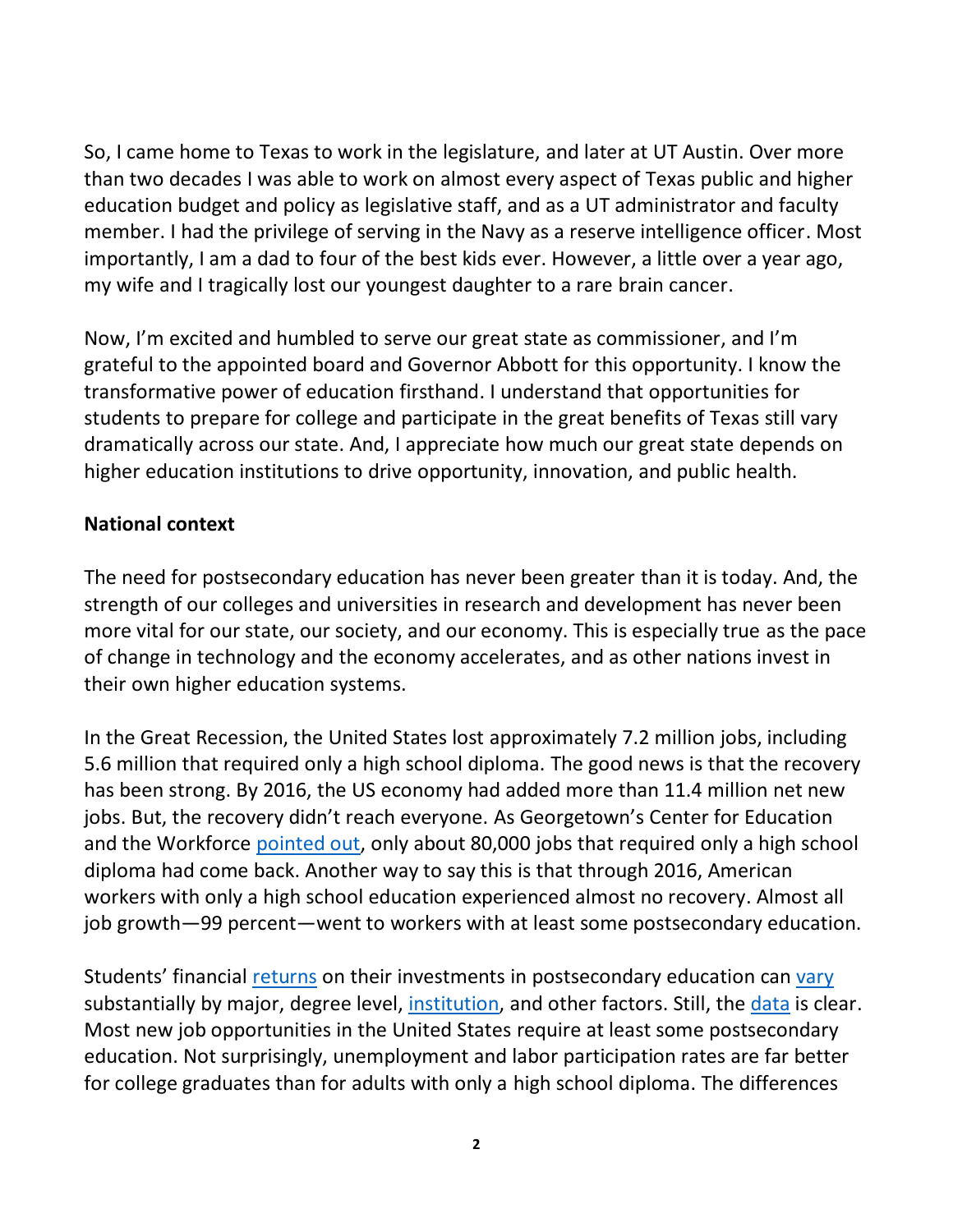So, I came home to Texas to work in the legislature, and later at UT Austin. Over more than two decades I was able to work on almost every aspect of Texas public and higher education budget and policy as legislative staff, and as a UT administrator and faculty member. I had the privilege of serving in the Navy as a reserve intelligence officer. Most importantly, I am a dad to four of the best kids ever. However, a little over a year ago, my wife and I tragically lost our youngest daughter to a rare brain cancer.

Now, I'm excited and humbled to serve our great state as commissioner, and I'm grateful to the appointed board and Governor Abbott for this opportunity. I know the transformative power of education firsthand. I understand that opportunities for students to prepare for college and participate in the great benefits of Texas still vary dramatically across our state. And, I appreciate how much our great state depends on higher education institutions to drive opportunity, innovation, and public health.

**National context**

The need for postsecondary education has never been greater than it is today. And, the strength of our colleges and universities in research and development has never been more vital for our state, our society, and our economy. This is especially true as the pace of change in technology and the economy accelerates, and as other nations invest in their own higher education systems.

In the Great Recession, the United States lost approximately 7.2 million jobs, including 5.6 million that required only a high school diploma. The good news is that the recovery has been strong. By 2016, the US economy had added more than 11.4 million net new jobs. But, the recovery didn't reach everyone. As Georgetown's Center for Education and the Workforce pointed out, only about 80,000 jobs that required only a high school diploma had come back. Another way to say this is that through 2016, American workers with only a high school education experienced almost no recovery. Almost all job growth—99 percent—went to workers with at least some postsecondary education.

Students' financial returns on their investments in postsecondary education can vary substantially by major, degree level, institution, and other factors. Still, the data is clear. Most new job opportunities in the United States require at least some postsecondary education. Not surprisingly, unemployment and labor participation rates are far better for college graduates than for adults with only a high school diploma. The differences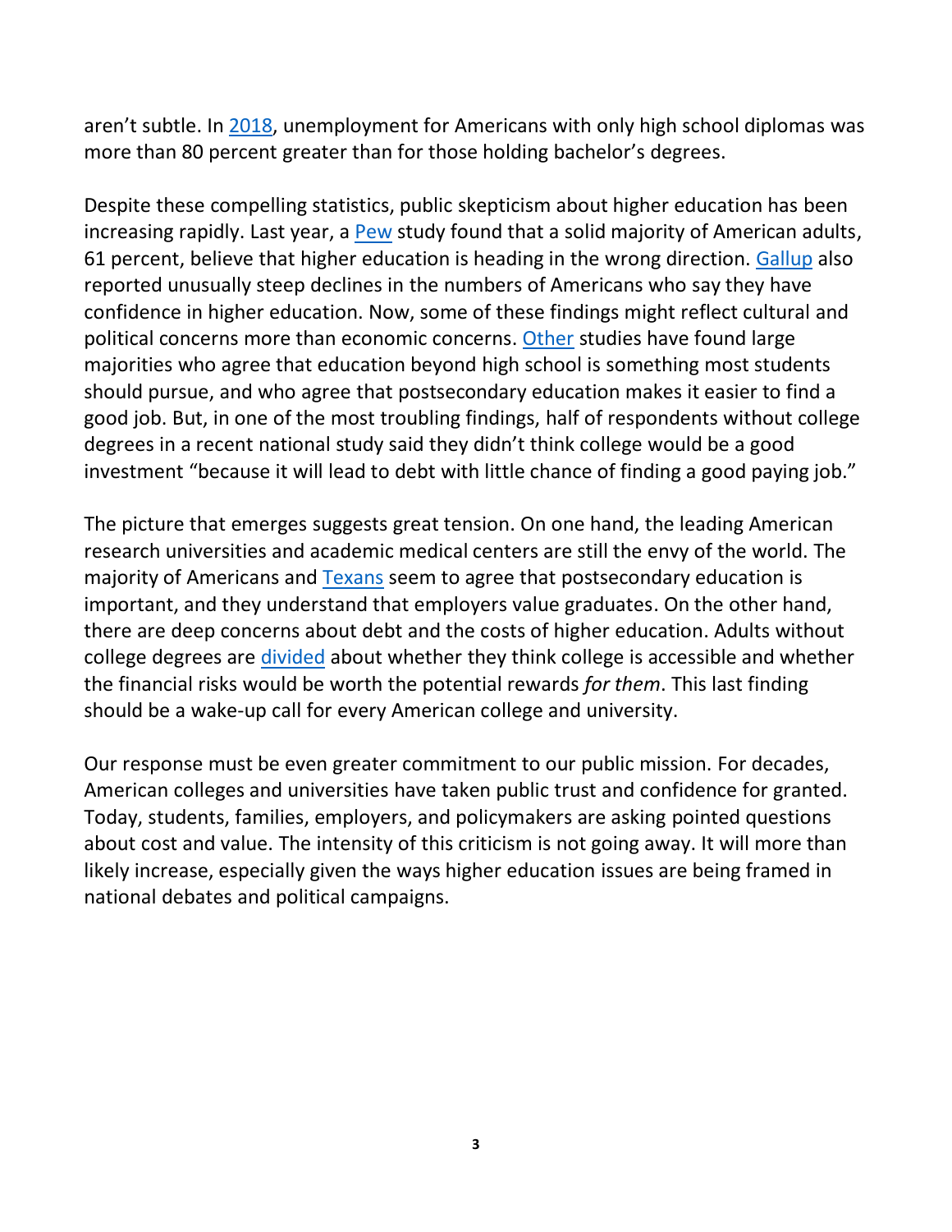aren't subtle. In 2018, unemployment for Americans with only high school diplomas was more than 80 percent greater than for those holding bachelor's degrees.

Despite these compelling statistics, public skepticism about higher education has been increasing rapidly. Last year, a Pew study found that a solid majority of American adults, 61 percent, believe that higher education is heading in the wrong direction. Gallup also reported unusually steep declines in the numbers of Americans who say they have confidence in higher education. Now, some of these findings might reflect cultural and political concerns more than economic concerns. Other studies have found large majorities who agree that education beyond high school is something most students should pursue, and who agree that postsecondary education makes it easier to find a good job. But, in one of the most troubling findings, half of respondents without college degrees in a recent national study said they didn't think college would be a good investment "because it will lead to debt with little chance of finding a good paying job."

The picture that emerges suggests great tension. On one hand, the leading American research universities and academic medical centers are still the envy of the world. The majority of Americans and Texans seem to agree that postsecondary education is important, and they understand that employers value graduates. On the other hand, there are deep concerns about debt and the costs of higher education. Adults without college degrees are divided about whether they think college is accessible and whether the financial risks would be worth the potential rewards *for them*. This last finding should be a wake-up call for every American college and university.

Our response must be even greater commitment to our public mission. For decades, American colleges and universities have taken public trust and confidence for granted. Today, students, families, employers, and policymakers are asking pointed questions about cost and value. The intensity of this criticism is not going away. It will more than likely increase, especially given the ways higher education issues are being framed in national debates and political campaigns.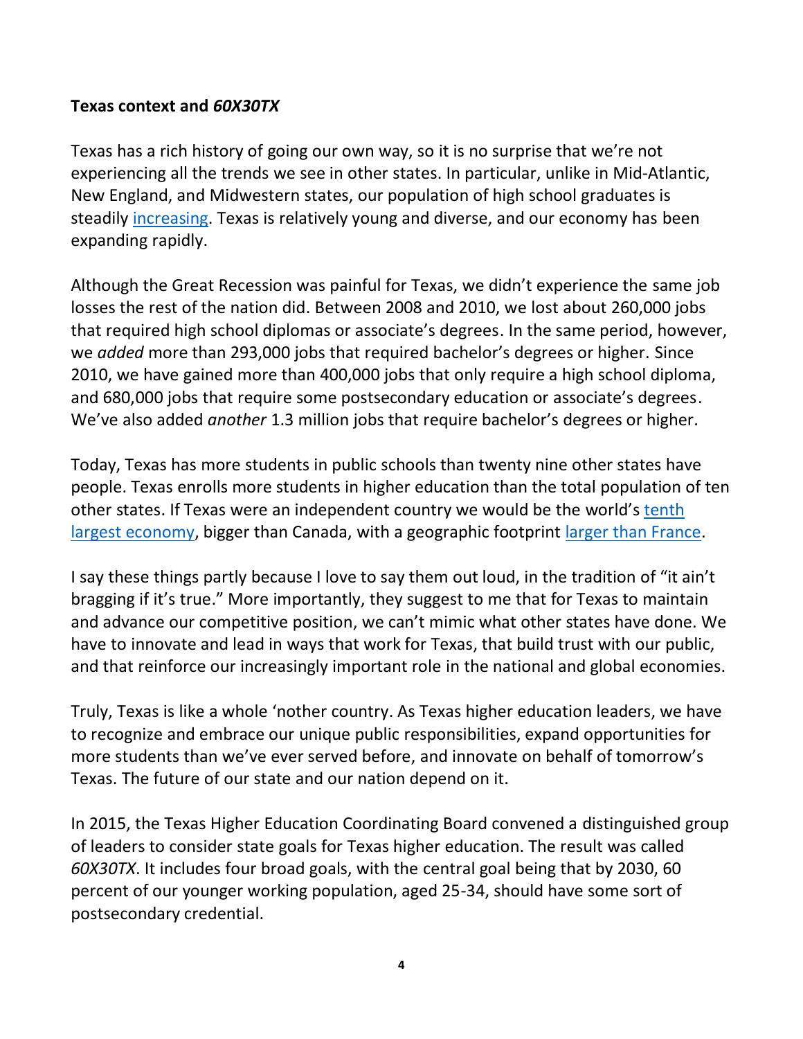**Texas context and *60X30TX***

Texas has a rich history of going our own way, so it is no surprise that we're not experiencing all the trends we see in other states. In particular, unlike in Mid-Atlantic, New England, and Midwestern states, our population of high school graduates is steadily increasing. Texas is relatively young and diverse, and our economy has been expanding rapidly.

Although the Great Recession was painful for Texas, we didn't experience the same job losses the rest of the nation did. Between 2008 and 2010, we lost about 260,000 jobs that required high school diplomas or associate's degrees. In the same period, however, we *added* more than 293,000 jobs that required bachelor's degrees or higher. Since 2010, we have gained more than 400,000 jobs that only require a high school diploma, and 680,000 jobs that require some postsecondary education or associate's degrees. We've also added *another* 1.3 million jobs that require bachelor's degrees or higher.

Today, Texas has more students in public schools than twenty nine other states have people. Texas enrolls more students in higher education than the total population of ten other states. If Texas were an independent country we would be the world's tenth largest economy, bigger than Canada, with a geographic footprint larger than France.

I say these things partly because I love to say them out loud, in the tradition of "it ain't bragging if it's true." More importantly, they suggest to me that for Texas to maintain and advance our competitive position, we can't mimic what other states have done. We have to innovate and lead in ways that work for Texas, that build trust with our public, and that reinforce our increasingly important role in the national and global economies.

Truly, Texas is like a whole 'nother country. As Texas higher education leaders, we have to recognize and embrace our unique public responsibilities, expand opportunities for more students than we've ever served before, and innovate on behalf of tomorrow's Texas. The future of our state and our nation depend on it.

In 2015, the Texas Higher Education Coordinating Board convened a distinguished group of leaders to consider state goals for Texas higher education. The result was called *60X30TX*. It includes four broad goals, with the central goal being that by 2030, 60 percent of our younger working population, aged 25-34, should have some sort of postsecondary credential.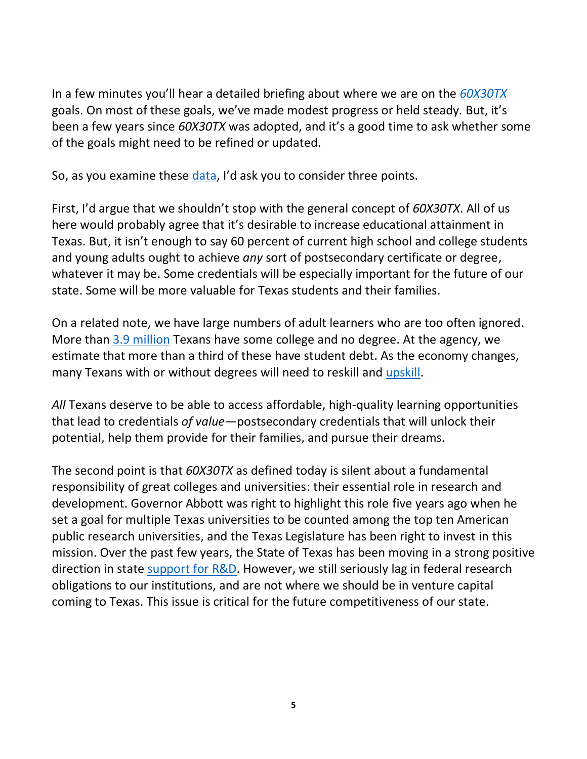In a few minutes you'll hear a detailed briefing about where we are on the *60X30TX* goals. On most of these goals, we've made modest progress or held steady. But, it's been a few years since *60X30TX* was adopted, and it's a good time to ask whether some of the goals might need to be refined or updated.

So, as you examine these data, I'd ask you to consider three points.

First, I'd argue that we shouldn't stop with the general concept of *60X30TX*. All of us here would probably agree that it's desirable to increase educational attainment in Texas. But, it isn't enough to say 60 percent of current high school and college students and young adults ought to achieve *any* sort of postsecondary certificate or degree, whatever it may be. Some credentials will be especially important for the future of our state. Some will be more valuable for Texas students and their families.

On a related note, we have large numbers of adult learners who are too often ignored. More than 3.9 million Texans have some college and no degree. At the agency, we estimate that more than a third of these have student debt. As the economy changes, many Texans with or without degrees will need to reskill and upskill.

*All* Texans deserve to be able to access affordable, high-quality learning opportunities that lead to credentials *of value*—postsecondary credentials that will unlock their potential, help them provide for their families, and pursue their dreams.

The second point is that *60X30TX* as defined today is silent about a fundamental responsibility of great colleges and universities: their essential role in research and development. Governor Abbott was right to highlight this role five years ago when he set a goal for multiple Texas universities to be counted among the top ten American public research universities, and the Texas Legislature has been right to invest in this mission. Over the past few years, the State of Texas has been moving in a strong positive direction in state support for R&D. However, we still seriously lag in federal research obligations to our institutions, and are not where we should be in venture capital coming to Texas. This issue is critical for the future competitiveness of our state.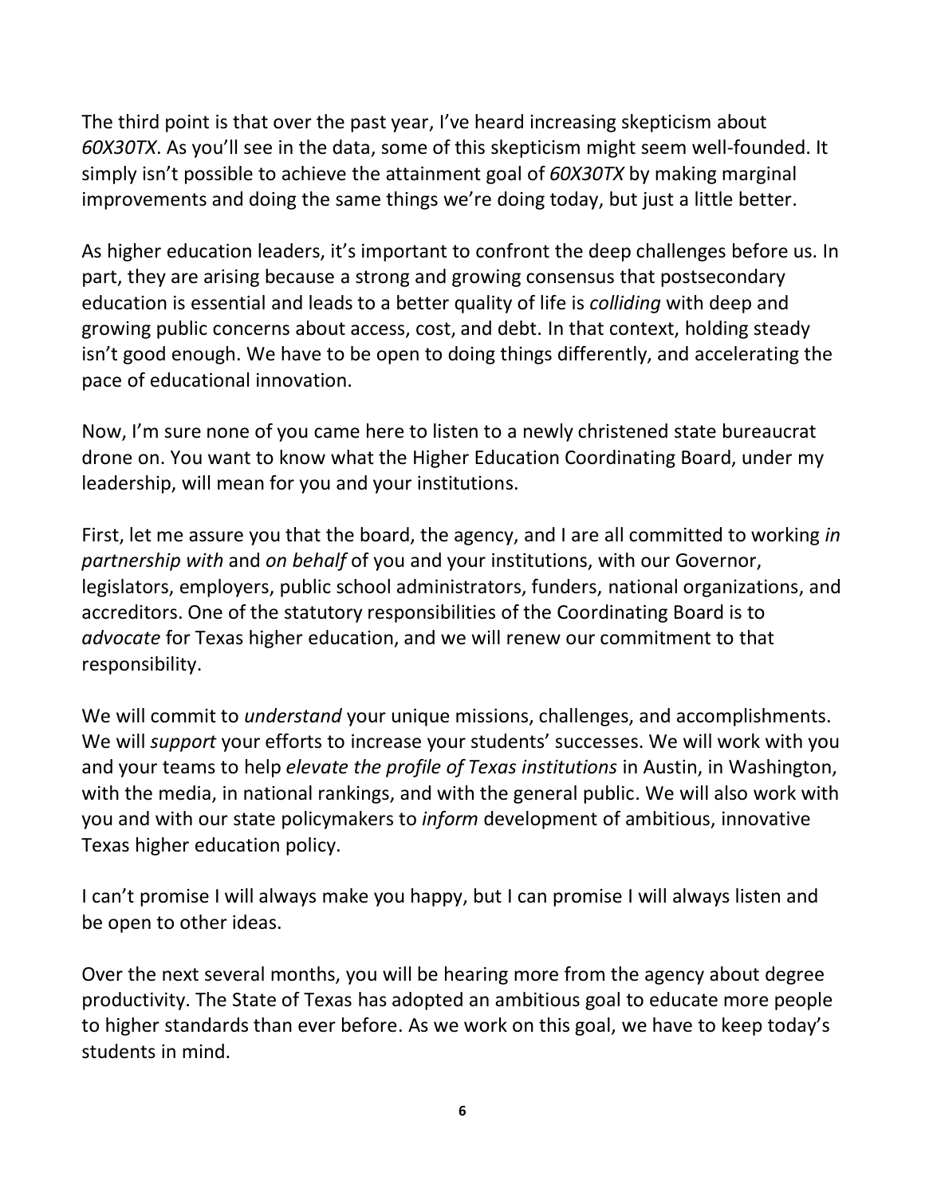The third point is that over the past year, I've heard increasing skepticism about *60X30TX*. As you'll see in the data, some of this skepticism might seem well-founded. It simply isn't possible to achieve the attainment goal of *60X30TX* by making marginal improvements and doing the same things we're doing today, but just a little better.

As higher education leaders, it's important to confront the deep challenges before us. In part, they are arising because a strong and growing consensus that postsecondary education is essential and leads to a better quality of life is *colliding* with deep and growing public concerns about access, cost, and debt. In that context, holding steady isn't good enough. We have to be open to doing things differently, and accelerating the pace of educational innovation.

Now, I'm sure none of you came here to listen to a newly christened state bureaucrat drone on. You want to know what the Higher Education Coordinating Board, under my leadership, will mean for you and your institutions.

First, let me assure you that the board, the agency, and I are all committed to working *in partnership with* and *on behalf* of you and your institutions, with our Governor, legislators, employers, public school administrators, funders, national organizations, and accreditors. One of the statutory responsibilities of the Coordinating Board is to *advocate* for Texas higher education, and we will renew our commitment to that responsibility.

We will commit to *understand* your unique missions, challenges, and accomplishments. We will *support* your efforts to increase your students' successes. We will work with you and your teams to help *elevate the profile of Texas institutions* in Austin, in Washington, with the media, in national rankings, and with the general public. We will also work with you and with our state policymakers to *inform* development of ambitious, innovative Texas higher education policy.

I can't promise I will always make you happy, but I can promise I will always listen and be open to other ideas.

Over the next several months, you will be hearing more from the agency about degree productivity. The State of Texas has adopted an ambitious goal to educate more people to higher standards than ever before. As we work on this goal, we have to keep today's students in mind.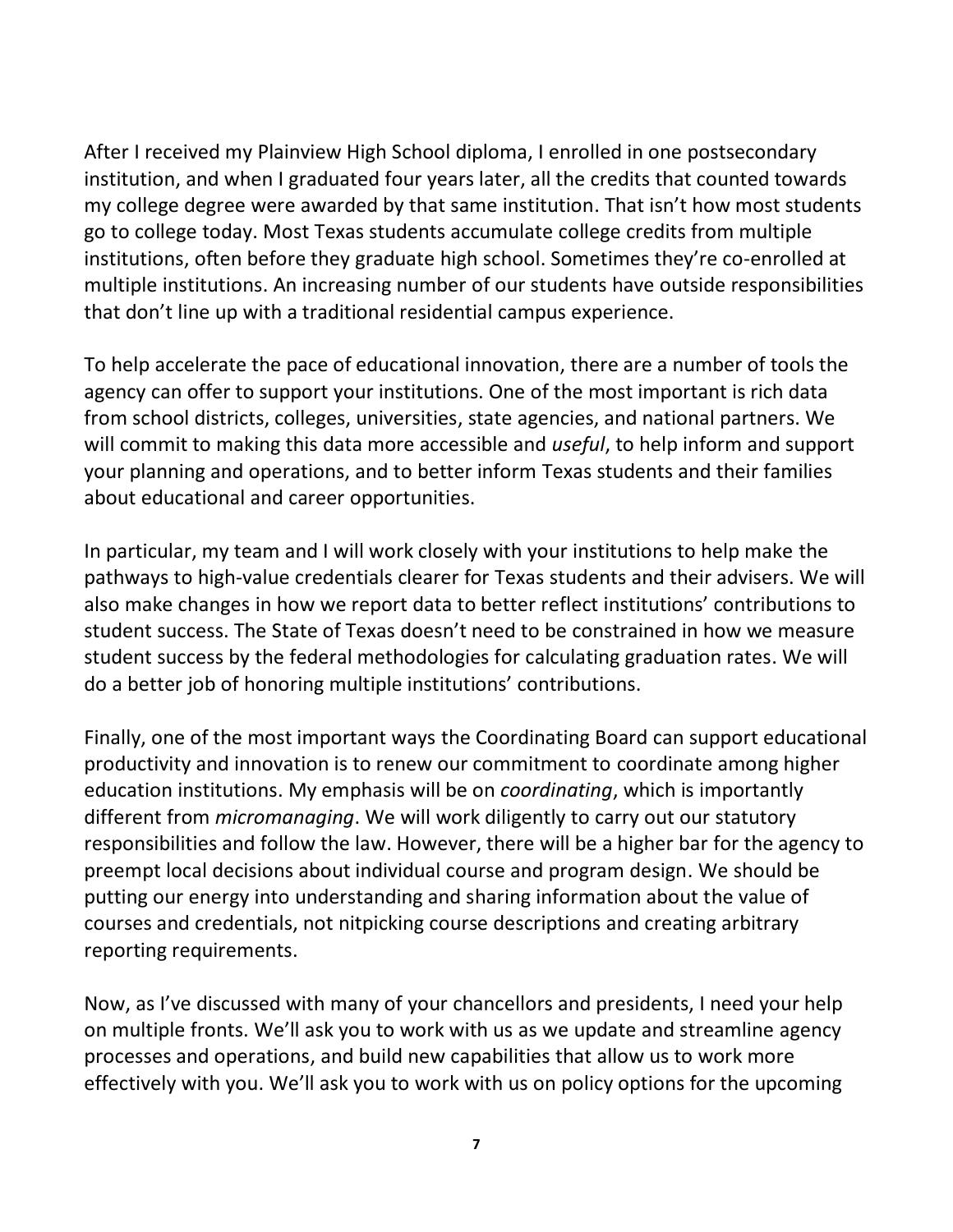After I received my Plainview High School diploma, I enrolled in one postsecondary institution, and when I graduated four years later, all the credits that counted towards my college degree were awarded by that same institution. That isn't how most students go to college today. Most Texas students accumulate college credits from multiple institutions, often before they graduate high school. Sometimes they're co-enrolled at multiple institutions. An increasing number of our students have outside responsibilities that don't line up with a traditional residential campus experience.

To help accelerate the pace of educational innovation, there are a number of tools the agency can offer to support your institutions. One of the most important is rich data from school districts, colleges, universities, state agencies, and national partners. We will commit to making this data more accessible and *useful*, to help inform and support your planning and operations, and to better inform Texas students and their families about educational and career opportunities.

In particular, my team and I will work closely with your institutions to help make the pathways to high-value credentials clearer for Texas students and their advisers. We will also make changes in how we report data to better reflect institutions' contributions to student success. The State of Texas doesn't need to be constrained in how we measure student success by the federal methodologies for calculating graduation rates. We will do a better job of honoring multiple institutions' contributions.

Finally, one of the most important ways the Coordinating Board can support educational productivity and innovation is to renew our commitment to coordinate among higher education institutions. My emphasis will be on *coordinating*, which is importantly different from *micromanaging*. We will work diligently to carry out our statutory responsibilities and follow the law. However, there will be a higher bar for the agency to preempt local decisions about individual course and program design. We should be putting our energy into understanding and sharing information about the value of courses and credentials, not nitpicking course descriptions and creating arbitrary reporting requirements.

Now, as I've discussed with many of your chancellors and presidents, I need your help on multiple fronts. We'll ask you to work with us as we update and streamline agency processes and operations, and build new capabilities that allow us to work more effectively with you. We'll ask you to work with us on policy options for the upcoming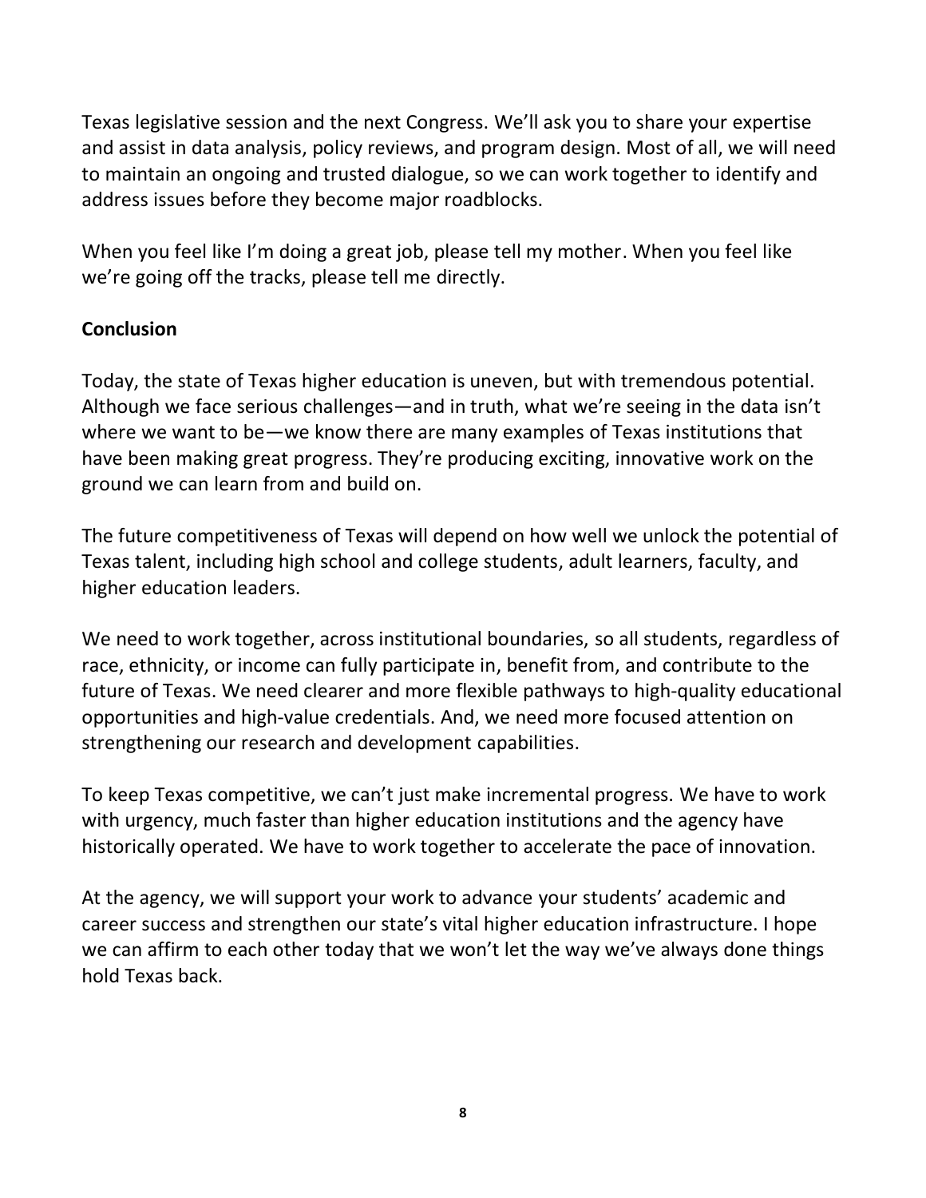Texas legislative session and the next Congress. We'll ask you to share your expertise and assist in data analysis, policy reviews, and program design. Most of all, we will need to maintain an ongoing and trusted dialogue, so we can work together to identify and address issues before they become major roadblocks.

When you feel like I'm doing a great job, please tell my mother. When you feel like we're going off the tracks, please tell me directly.

**Conclusion**

Today, the state of Texas higher education is uneven, but with tremendous potential. Although we face serious challenges—and in truth, what we're seeing in the data isn't where we want to be—we know there are many examples of Texas institutions that have been making great progress. They're producing exciting, innovative work on the ground we can learn from and build on.

The future competitiveness of Texas will depend on how well we unlock the potential of Texas talent, including high school and college students, adult learners, faculty, and higher education leaders.

We need to work together, across institutional boundaries, so all students, regardless of race, ethnicity, or income can fully participate in, benefit from, and contribute to the future of Texas. We need clearer and more flexible pathways to high-quality educational opportunities and high-value credentials. And, we need more focused attention on strengthening our research and development capabilities.

To keep Texas competitive, we can't just make incremental progress. We have to work with urgency, much faster than higher education institutions and the agency have historically operated. We have to work together to accelerate the pace of innovation.

At the agency, we will support your work to advance your students' academic and career success and strengthen our state's vital higher education infrastructure. I hope we can affirm to each other today that we won't let the way we've always done things hold Texas back.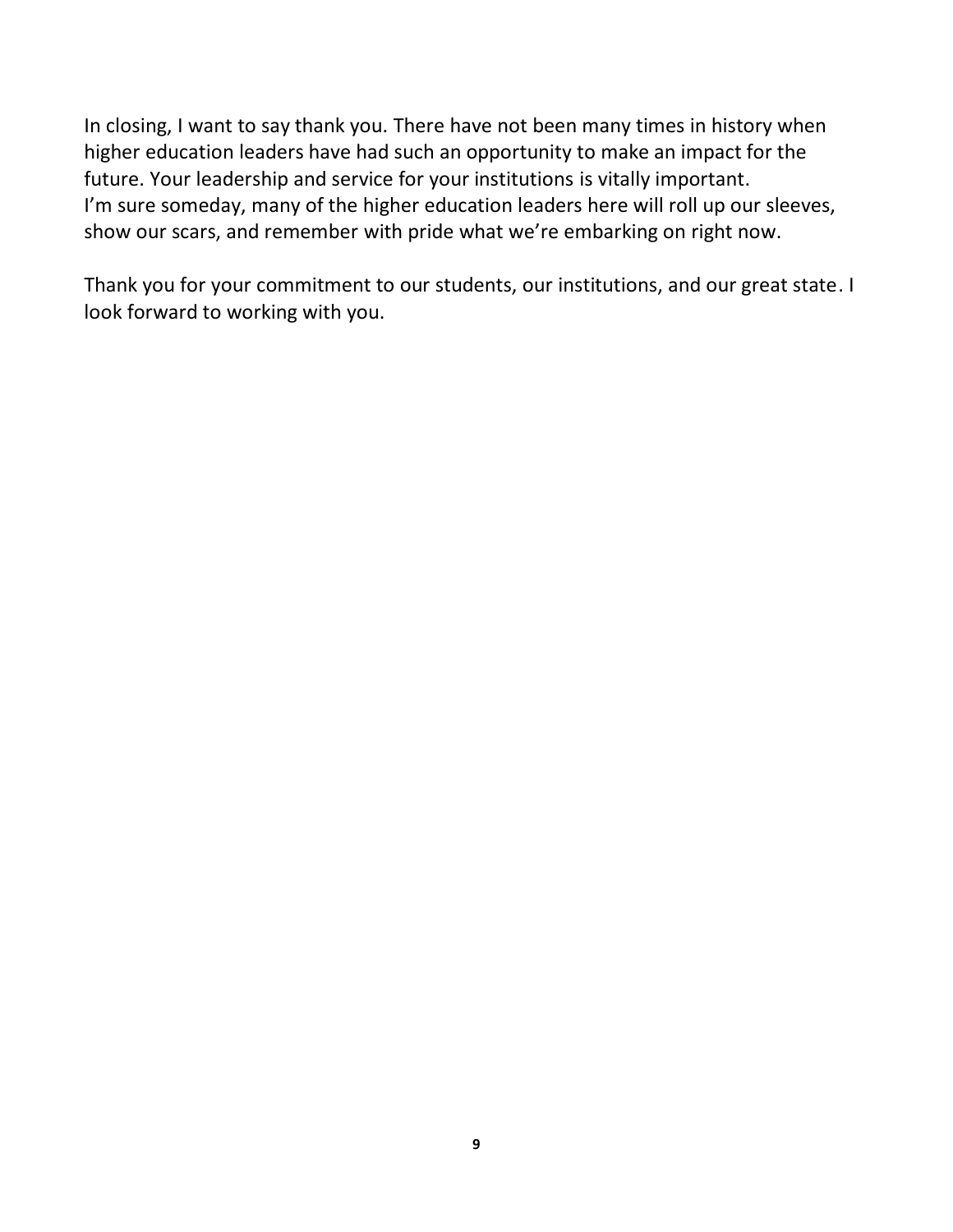In closing, I want to say thank you. There have not been many times in history when higher education leaders have had such an opportunity to make an impact for the future. Your leadership and service for your institutions is vitally important.
I'm sure someday, many of the higher education leaders here will roll up our sleeves, show our scars, and remember with pride what we're embarking on right now.

Thank you for your commitment to our students, our institutions, and our great state. I look forward to working with you.